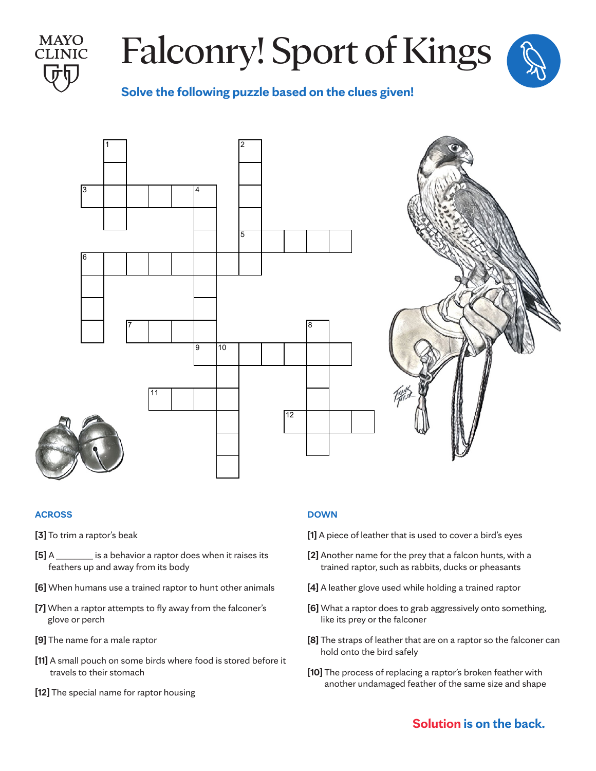MAYO CLINIC

# Falconry! Sport of Kings

**Solve the following puzzle based on the clues given!**

### ACROSS

**[3]** To trim a raptor's beak

**[5]** A ________ is a behavior a raptor does when it raises its feathers up and away from its body

**[6]** When humans use a trained raptor to hunt other animals

**[7]** When a raptor attempts to fly away from the falconer's glove or perch

**[9]** The name for a male raptor

**[11]** A small pouch on some birds where food is stored before it travels to their stomach

**[12]** The special name for raptor housing

### DOWN

**[1]** A piece of leather that is used to cover a bird's eyes

**[2]** Another name for the prey that a falcon hunts, with a trained raptor, such as rabbits, ducks or pheasants

**[4]** A leather glove used while holding a trained raptor

**[6]** What a raptor does to grab aggressively onto something, like its prey or the falconer

**[8]** The straps of leather that are on a raptor so the falconer can hold onto the bird safely

**[10]** The process of replacing a raptor's broken feather with another undamaged feather of the same size and shape

**Solution is on the back.**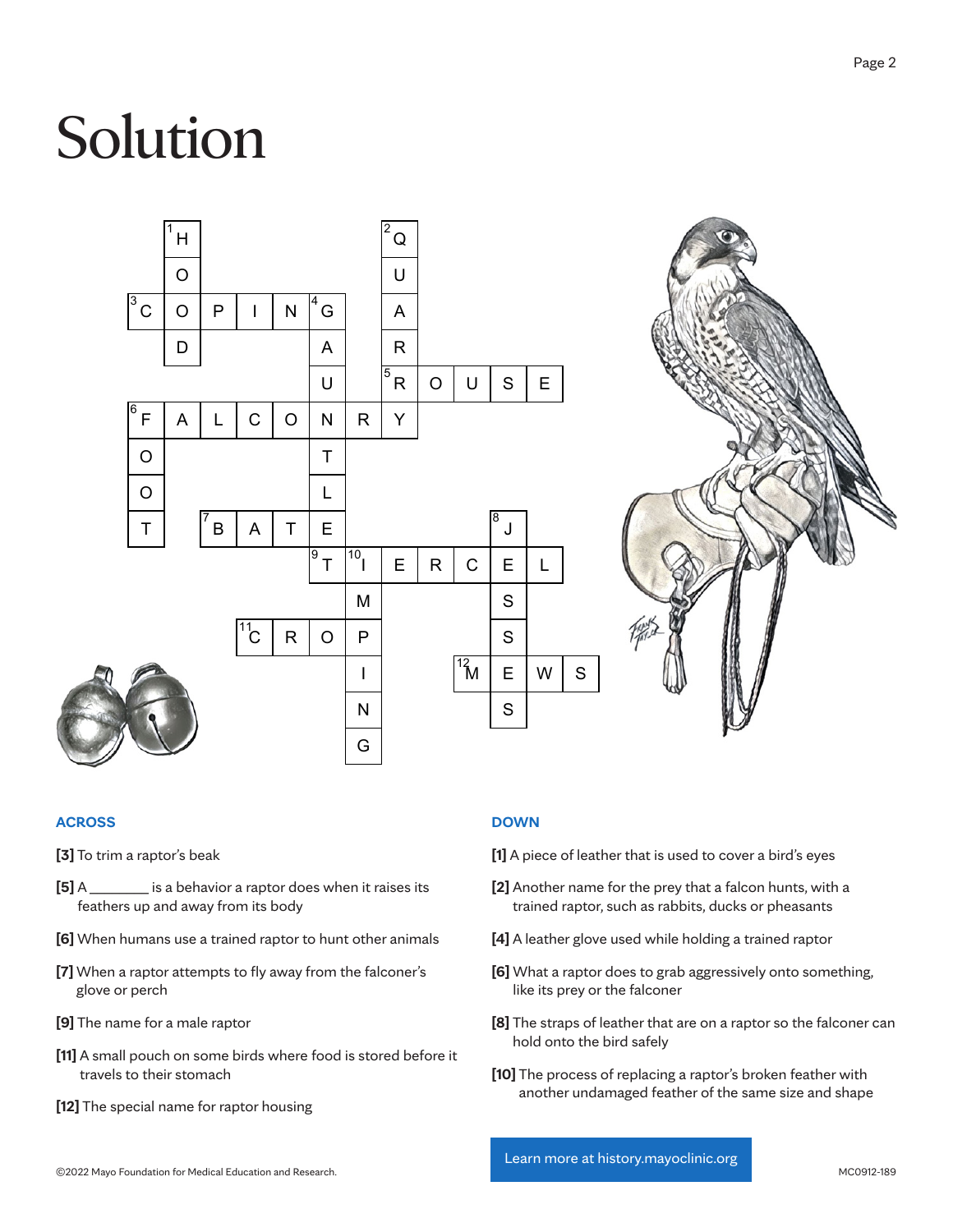# Solution

| | | | | | | | | | | | | |
|---|---|---|---|---|---|---|---|---|---|---|---|---|
| | 1 H | | | | | | 2 Q | | | | | |
| | O | | | | | | U | | | | | |
| 3 C | O | P | I | N | 4 G | | A | | | | | |
| | D | | | | A | | R | | | | | |
| | | | | | U | | 5 R | O | U | S | E | |
| 6 F | A | L | C | O | N | R | Y | | | | | |
| O | | | | | T | | | | | | | |
| O | | | | | L | | | | | | | |
| T | | 7 B | A | T | E | | | | | 8 J | | |
| | | | | | 9 T | 10 I | E | R | C | E | L | |
| | | | | | | M | | | | S | | |
| | | | 11 C | R | O | P | | | | S | | |
| | | | | | | I | | | 12 M | E | W | S |
| | | | | | | N | | | | S | | |
| | | | | | | G | | | | | | |

**ACROSS**

**[3]** To trim a raptor's beak

**[5]** A ________ is a behavior a raptor does when it raises its feathers up and away from its body

**[6]** When humans use a trained raptor to hunt other animals

**[7]** When a raptor attempts to fly away from the falconer's glove or perch

**[9]** The name for a male raptor

**[11]** A small pouch on some birds where food is stored before it travels to their stomach

**[12]** The special name for raptor housing

**DOWN**

**[1]** A piece of leather that is used to cover a bird's eyes

**[2]** Another name for the prey that a falcon hunts, with a trained raptor, such as rabbits, ducks or pheasants

**[4]** A leather glove used while holding a trained raptor

**[6]** What a raptor does to grab aggressively onto something, like its prey or the falconer

**[8]** The straps of leather that are on a raptor so the falconer can hold onto the bird safely

**[10]** The process of replacing a raptor's broken feather with another undamaged feather of the same size and shape

©2022 Mayo Foundation for Medical Education and Research.

Learn more at history.mayoclinic.org

MC0912-189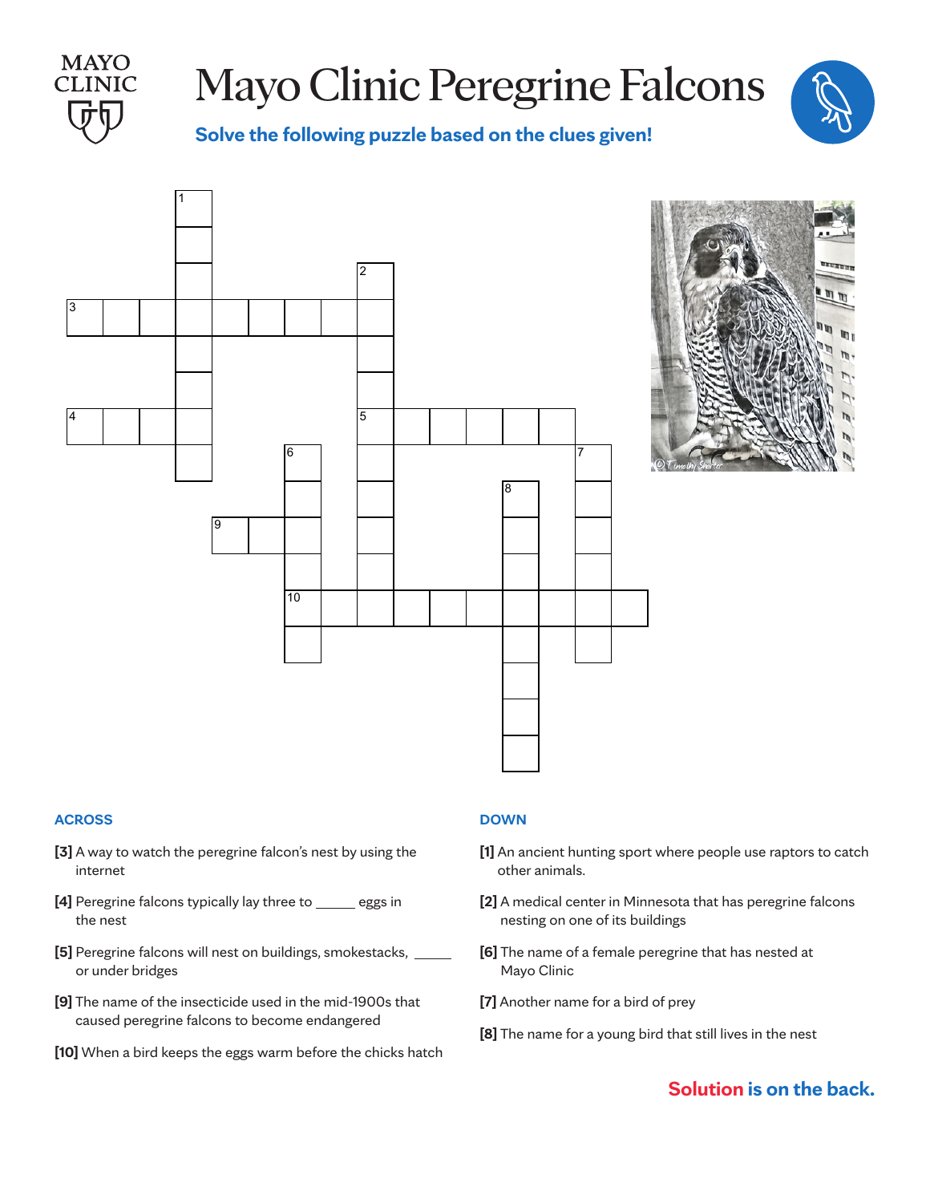# Mayo Clinic Peregrine Falcons

**Solve the following puzzle based on the clues given!**

### ACROSS

**[3]** A way to watch the peregrine falcon's nest by using the internet

**[4]** Peregrine falcons typically lay three to _____ eggs in the nest

**[5]** Peregrine falcons will nest on buildings, smokestacks, _____ or under bridges

**[9]** The name of the insecticide used in the mid-1900s that caused peregrine falcons to become endangered

**[10]** When a bird keeps the eggs warm before the chicks hatch

### DOWN

**[1]** An ancient hunting sport where people use raptors to catch other animals.

**[2]** A medical center in Minnesota that has peregrine falcons nesting on one of its buildings

**[6]** The name of a female peregrine that has nested at Mayo Clinic

**[7]** Another name for a bird of prey

**[8]** The name for a young bird that still lives in the nest

**Solution is on the back.**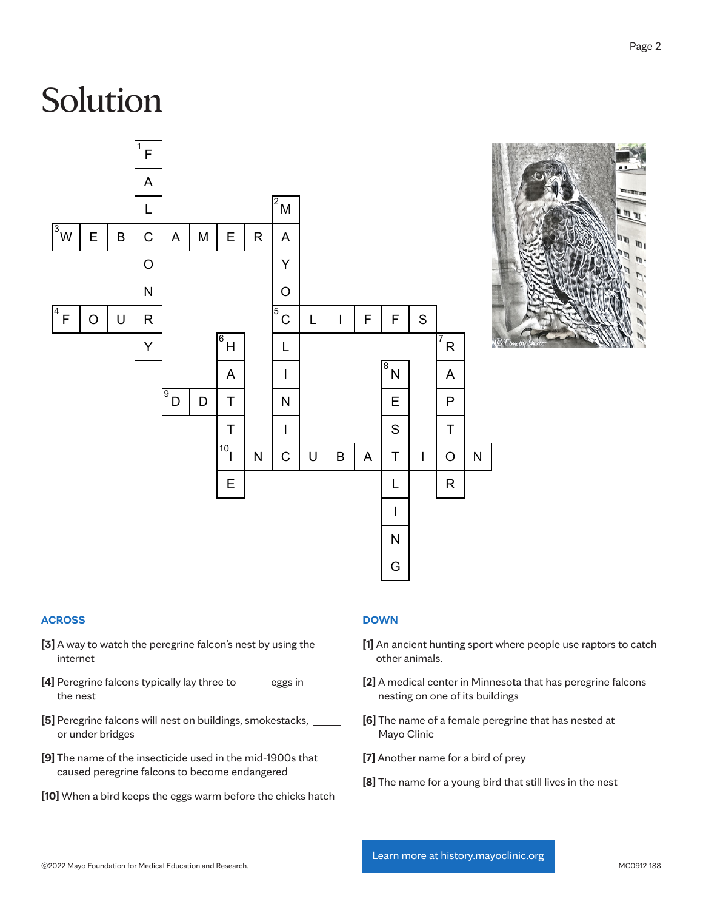# Solution

ACROSS

**[3]** A way to watch the peregrine falcon's nest by using the internet

**[4]** Peregrine falcons typically lay three to _____ eggs in the nest

**[5]** Peregrine falcons will nest on buildings, smokestacks, _____ or under bridges

**[9]** The name of the insecticide used in the mid-1900s that caused peregrine falcons to become endangered

**[10]** When a bird keeps the eggs warm before the chicks hatch

DOWN

**[1]** An ancient hunting sport where people use raptors to catch other animals.

**[2]** A medical center in Minnesota that has peregrine falcons nesting on one of its buildings

**[6]** The name of a female peregrine that has nested at Mayo Clinic

**[7]** Another name for a bird of prey

**[8]** The name for a young bird that still lives in the nest

©2022 Mayo Foundation for Medical Education and Research.

Learn more at history.mayoclinic.org

MC0912-188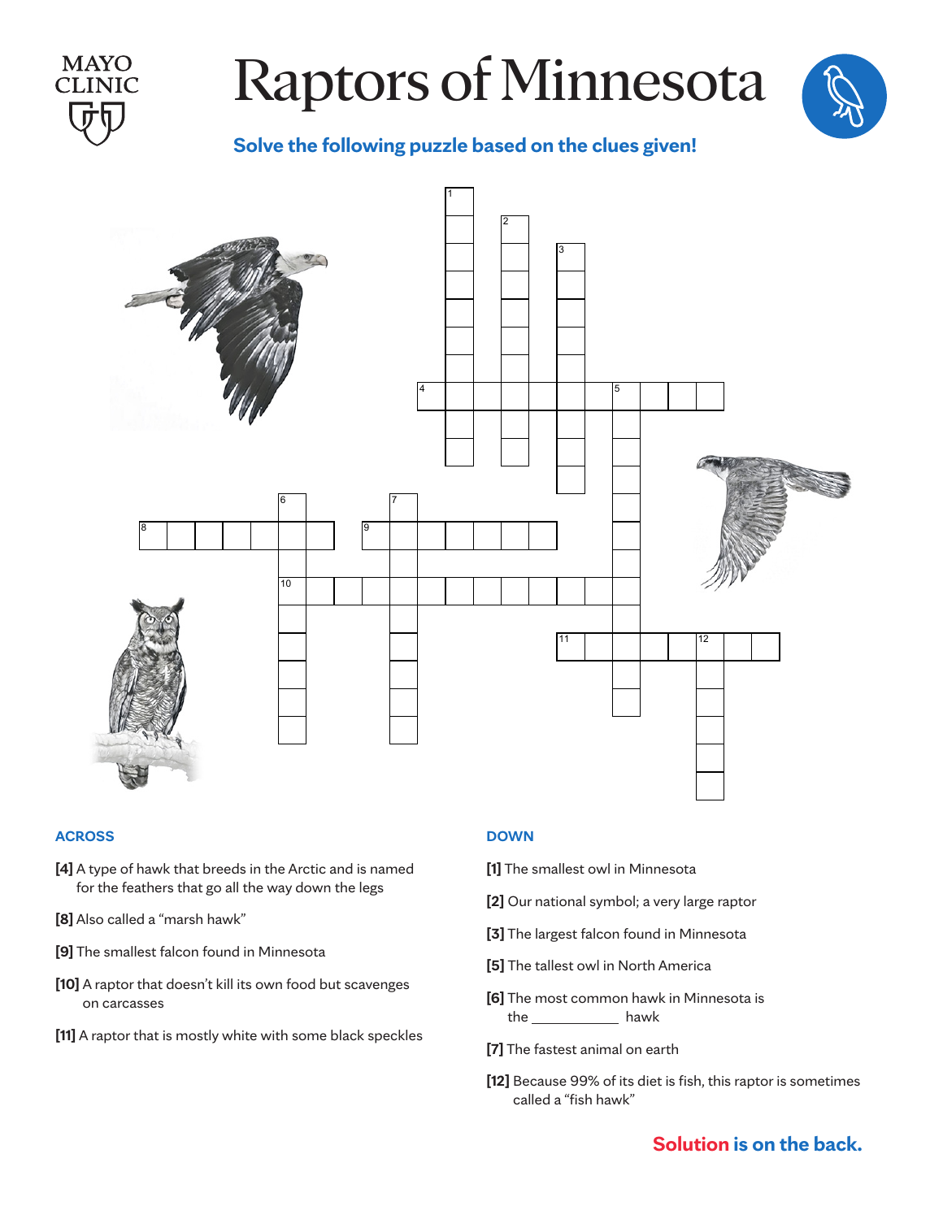# Raptors of Minnesota

**Solve the following puzzle based on the clues given!**

### ACROSS

**[4]** A type of hawk that breeds in the Arctic and is named for the feathers that go all the way down the legs

**[8]** Also called a "marsh hawk"

**[9]** The smallest falcon found in Minnesota

**[10]** A raptor that doesn't kill its own food but scavenges on carcasses

**[11]** A raptor that is mostly white with some black speckles

### DOWN

**[1]** The smallest owl in Minnesota

**[2]** Our national symbol; a very large raptor

**[3]** The largest falcon found in Minnesota

**[5]** The tallest owl in North America

**[6]** The most common hawk in Minnesota is the ___________ hawk

**[7]** The fastest animal on earth

**[12]** Because 99% of its diet is fish, this raptor is sometimes called a "fish hawk"

**Solution is on the back.**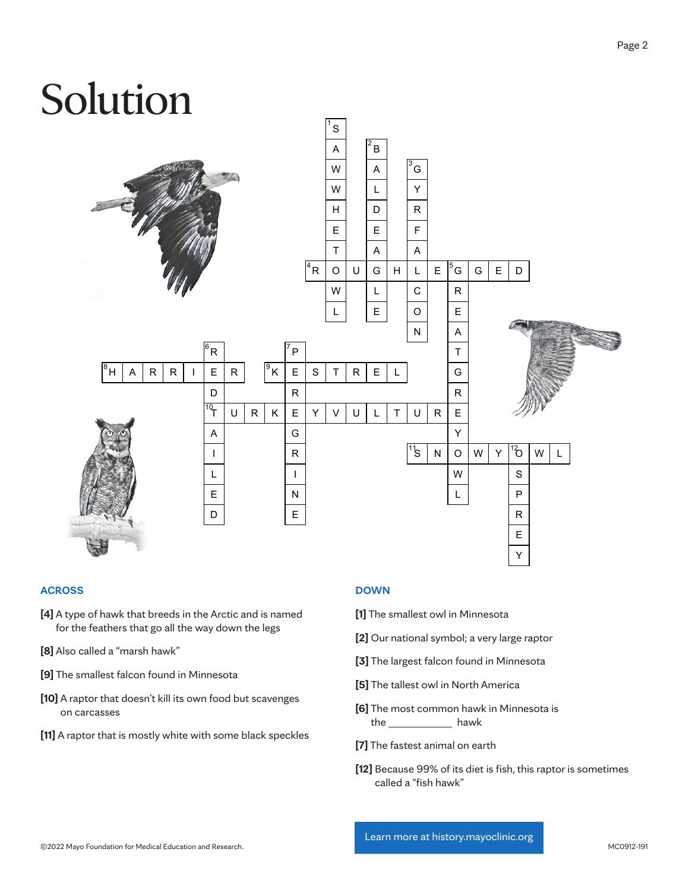# Solution

**ACROSS**

**[4]** A type of hawk that breeds in the Arctic and is named for the feathers that go all the way down the legs

**[8]** Also called a "marsh hawk"

**[9]** The smallest falcon found in Minnesota

**[10]** A raptor that doesn't kill its own food but scavenges on carcasses

**[11]** A raptor that is mostly white with some black speckles

**DOWN**

**[1]** The smallest owl in Minnesota

**[2]** Our national symbol; a very large raptor

**[3]** The largest falcon found in Minnesota

**[5]** The tallest owl in North America

**[6]** The most common hawk in Minnesota is the ___________ hawk

**[7]** The fastest animal on earth

**[12]** Because 99% of its diet is fish, this raptor is sometimes called a "fish hawk"

Answers:

- 1 Down: SAWWHETOWL
- 2 Down: BALDEAGLE
- 3 Down: GYRFALCON
- 4 Across: ROUGHLEGGED
- 5 Down: GREATGREYOWL
- 6 Down: REDTAILED
- 7 Down: PEREGRINE
- 8 Across: HARRIER
- 9 Across: KESTREL
- 10 Across: TURKEYVULTURE
- 11 Across: SNOWYOWL
- 12 Down: OSPREY

Learn more at history.mayoclinic.org

©2022 Mayo Foundation for Medical Education and Research.

MC0912-191